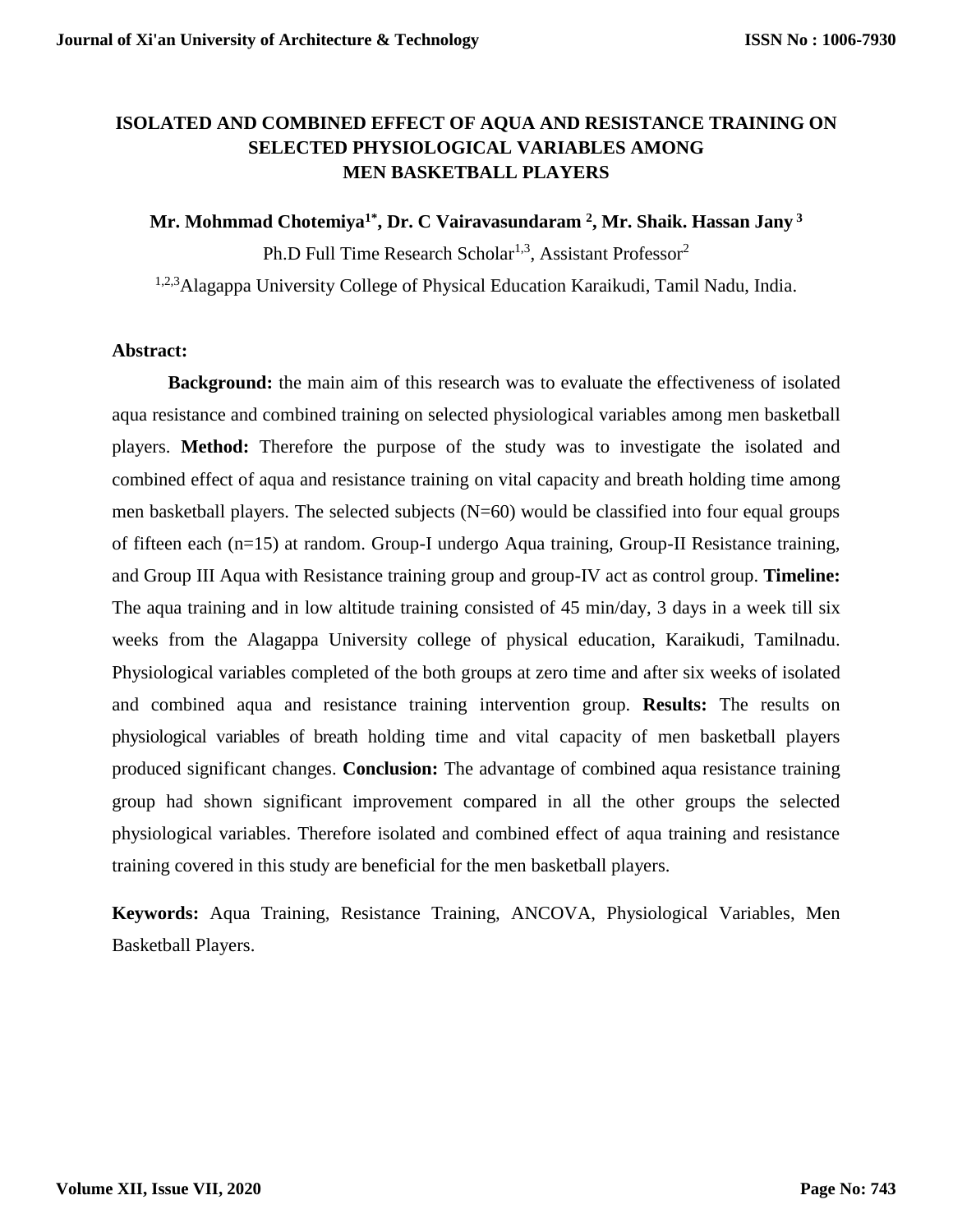# ISOLATED AND COMBINED EFFECT OF AQUA AND RESISTANCE TRAINING ON SELECTED PHYSIOLOGICAL VARIABLES AMONG MEN BASKETBALL PLAYERS

**Mr. Mohmmad Chotemiya[1*], Dr. C Vairavasundaram [2], Mr. Shaik. Hassan Jany [3]**

Ph.D Full Time Research Scholar[1,3], Assistant Professor[2]

[1,2,3]Alagappa University College of Physical Education Karaikudi, Tamil Nadu, India.

**Abstract:**

**Background:** the main aim of this research was to evaluate the effectiveness of isolated aqua resistance and combined training on selected physiological variables among men basketball players. **Method:** Therefore the purpose of the study was to investigate the isolated and combined effect of aqua and resistance training on vital capacity and breath holding time among men basketball players. The selected subjects (N=60) would be classified into four equal groups of fifteen each (n=15) at random. Group-I undergo Aqua training, Group-II Resistance training, and Group III Aqua with Resistance training group and group-IV act as control group. **Timeline:** The aqua training and in low altitude training consisted of 45 min/day, 3 days in a week till six weeks from the Alagappa University college of physical education, Karaikudi, Tamilnadu. Physiological variables completed of the both groups at zero time and after six weeks of isolated and combined aqua and resistance training intervention group. **Results:** The results on physiological variables of breath holding time and vital capacity of men basketball players produced significant changes. **Conclusion:** The advantage of combined aqua resistance training group had shown significant improvement compared in all the other groups the selected physiological variables. Therefore isolated and combined effect of aqua training and resistance training covered in this study are beneficial for the men basketball players.

**Keywords:** Aqua Training, Resistance Training, ANCOVA, Physiological Variables, Men Basketball Players.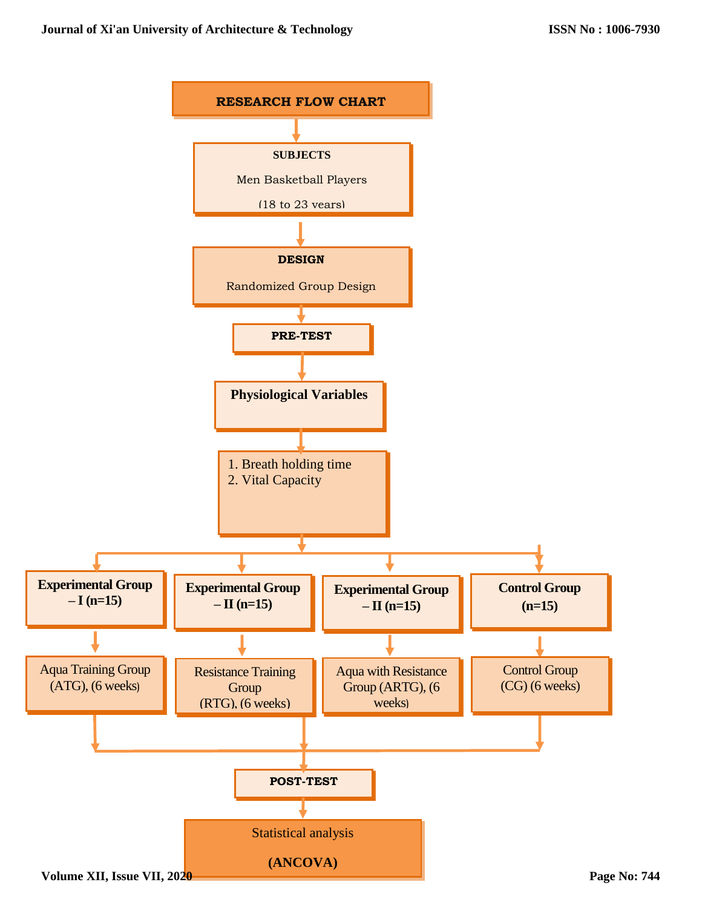**RESEARCH FLOW CHART**

**SUBJECTS**

Men Basketball Players

(18 to 23 years)

**DESIGN**

Randomized Group Design

**PRE-TEST**

**Physiological Variables**

1. Breath holding time
2. Vital Capacity

| **Experimental Group – I (n=15)** | **Experimental Group – II (n=15)** | **Experimental Group – II (n=15)** | **Control Group (n=15)** |
| --- | --- | --- | --- |
| Aqua Training Group (ATG), (6 weeks) | Resistance Training Group (RTG), (6 weeks) | Aqua with Resistance Group (ARTG), (6 weeks) | Control Group (CG) (6 weeks) |

**POST-TEST**

Statistical analysis

**(ANCOVA)**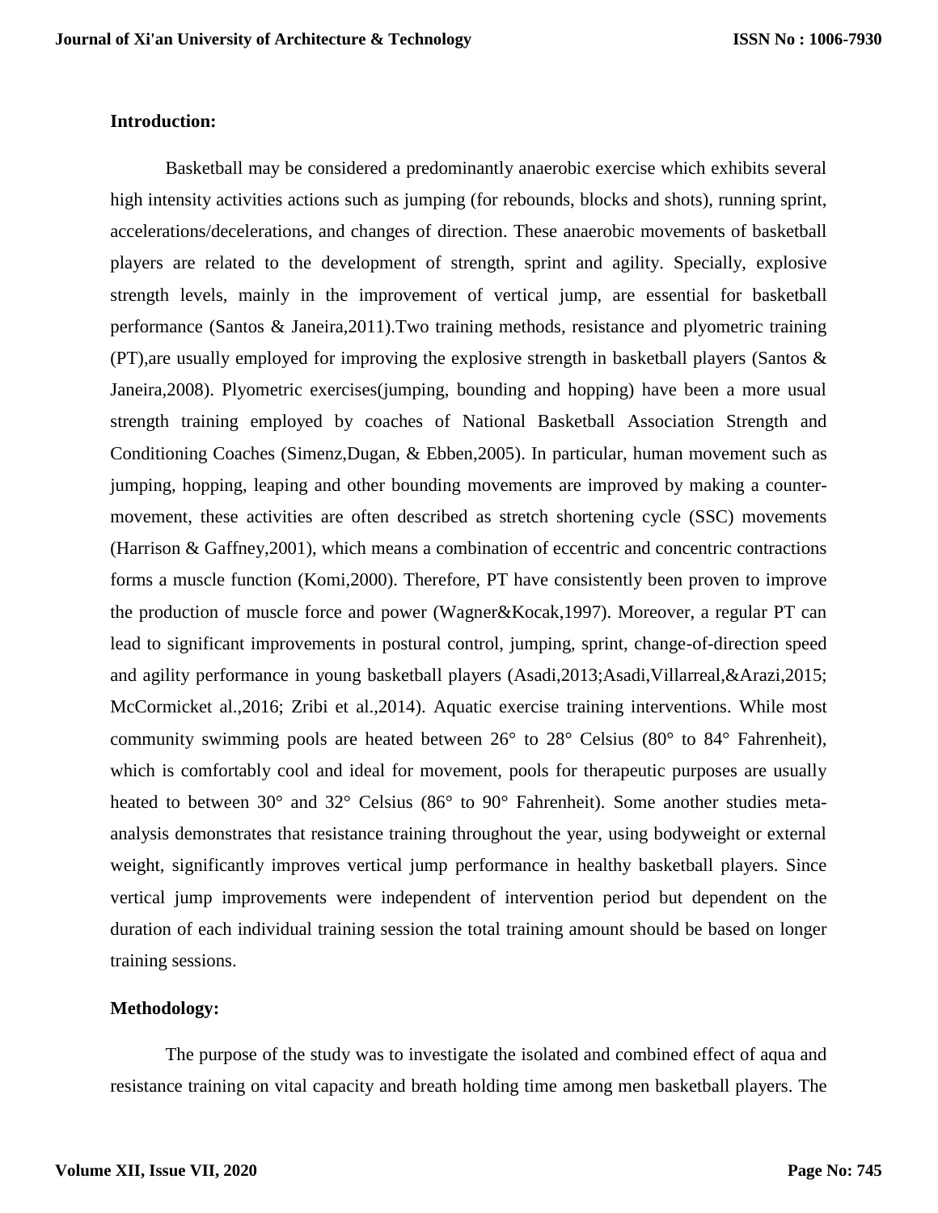**Introduction:**

Basketball may be considered a predominantly anaerobic exercise which exhibits several high intensity activities actions such as jumping (for rebounds, blocks and shots), running sprint, accelerations/decelerations, and changes of direction. These anaerobic movements of basketball players are related to the development of strength, sprint and agility. Specially, explosive strength levels, mainly in the improvement of vertical jump, are essential for basketball performance (Santos & Janeira,2011).Two training methods, resistance and plyometric training (PT),are usually employed for improving the explosive strength in basketball players (Santos & Janeira,2008). Plyometric exercises(jumping, bounding and hopping) have been a more usual strength training employed by coaches of National Basketball Association Strength and Conditioning Coaches (Simenz,Dugan, & Ebben,2005). In particular, human movement such as jumping, hopping, leaping and other bounding movements are improved by making a counter-movement, these activities are often described as stretch shortening cycle (SSC) movements (Harrison & Gaffney,2001), which means a combination of eccentric and concentric contractions forms a muscle function (Komi,2000). Therefore, PT have consistently been proven to improve the production of muscle force and power (Wagner&Kocak,1997). Moreover, a regular PT can lead to significant improvements in postural control, jumping, sprint, change-of-direction speed and agility performance in young basketball players (Asadi,2013;Asadi,Villarreal,&Arazi,2015; McCormicket al.,2016; Zribi et al.,2014). Aquatic exercise training interventions. While most community swimming pools are heated between 26° to 28° Celsius (80° to 84° Fahrenheit), which is comfortably cool and ideal for movement, pools for therapeutic purposes are usually heated to between 30° and 32° Celsius (86° to 90° Fahrenheit). Some another studies meta-analysis demonstrates that resistance training throughout the year, using bodyweight or external weight, significantly improves vertical jump performance in healthy basketball players. Since vertical jump improvements were independent of intervention period but dependent on the duration of each individual training session the total training amount should be based on longer training sessions.

**Methodology:**

The purpose of the study was to investigate the isolated and combined effect of aqua and resistance training on vital capacity and breath holding time among men basketball players. The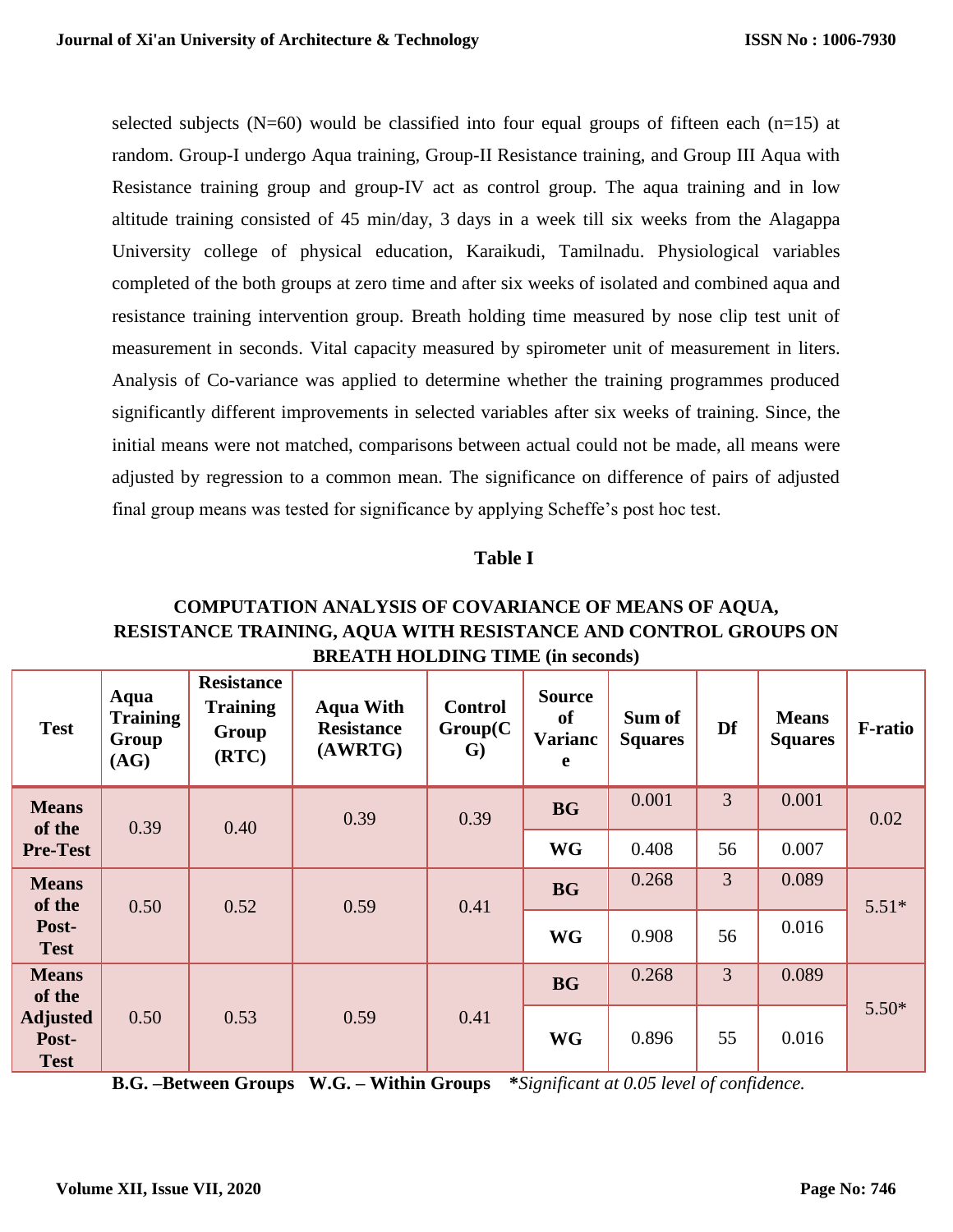selected subjects (N=60) would be classified into four equal groups of fifteen each (n=15) at random. Group-I undergo Aqua training, Group-II Resistance training, and Group III Aqua with Resistance training group and group-IV act as control group. The aqua training and in low altitude training consisted of 45 min/day, 3 days in a week till six weeks from the Alagappa University college of physical education, Karaikudi, Tamilnadu. Physiological variables completed of the both groups at zero time and after six weeks of isolated and combined aqua and resistance training intervention group. Breath holding time measured by nose clip test unit of measurement in seconds. Vital capacity measured by spirometer unit of measurement in liters. Analysis of Co-variance was applied to determine whether the training programmes produced significantly different improvements in selected variables after six weeks of training. Since, the initial means were not matched, comparisons between actual could not be made, all means were adjusted by regression to a common mean. The significance on difference of pairs of adjusted final group means was tested for significance by applying Scheffe's post hoc test.

**Table I**

**COMPUTATION ANALYSIS OF COVARIANCE OF MEANS OF AQUA, RESISTANCE TRAINING, AQUA WITH RESISTANCE AND CONTROL GROUPS ON BREATH HOLDING TIME (in seconds)**

| Test | Aqua Training Group (AG) | Resistance Training Group (RTC) | Aqua With Resistance (AWRTG) | Control Group(CG) | Source of Variance | Sum of Squares | Df | Means Squares | F-ratio |
|---|---|---|---|---|---|---|---|---|---|
| Means of the Pre-Test | 0.39 | 0.40 | 0.39 | 0.39 | BG | 0.001 | 3 | 0.001 | 0.02 |
| | | | | | WG | 0.408 | 56 | 0.007 | |
| Means of the Post-Test | 0.50 | 0.52 | 0.59 | 0.41 | BG | 0.268 | 3 | 0.089 | 5.51* |
| | | | | | WG | 0.908 | 56 | 0.016 | |
| Means of the Adjusted Post-Test | 0.50 | 0.53 | 0.59 | 0.41 | BG | 0.268 | 3 | 0.089 | 5.50* |
| | | | | | WG | 0.896 | 55 | 0.016 | |

**B.G. –Between Groups W.G. – Within Groups** ***Significant at 0.05 level of confidence.***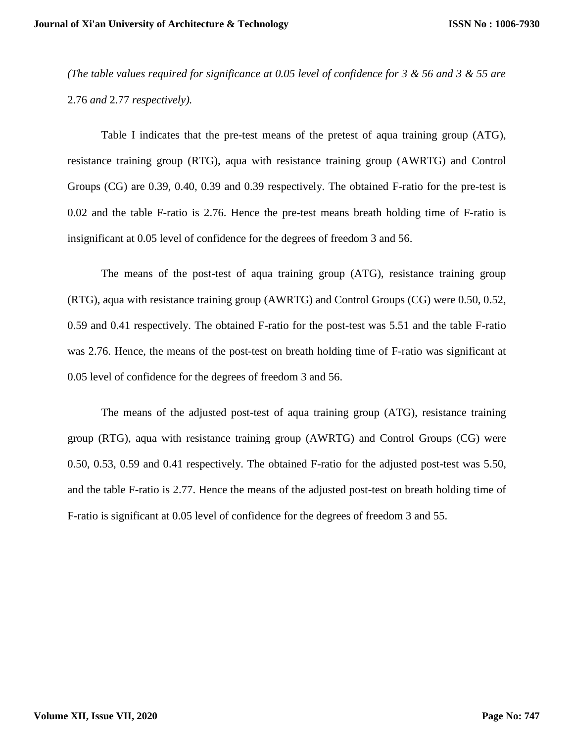*(The table values required for significance at 0.05 level of confidence for 3 & 56 and 3 & 55 are* 2.76 *and* 2.77 *respectively).*

Table I indicates that the pre-test means of the pretest of aqua training group (ATG), resistance training group (RTG), aqua with resistance training group (AWRTG) and Control Groups (CG) are 0.39, 0.40, 0.39 and 0.39 respectively. The obtained F-ratio for the pre-test is 0.02 and the table F-ratio is 2.76. Hence the pre-test means breath holding time of F-ratio is insignificant at 0.05 level of confidence for the degrees of freedom 3 and 56.

The means of the post-test of aqua training group (ATG), resistance training group (RTG), aqua with resistance training group (AWRTG) and Control Groups (CG) were 0.50, 0.52, 0.59 and 0.41 respectively. The obtained F-ratio for the post-test was 5.51 and the table F-ratio was 2.76. Hence, the means of the post-test on breath holding time of F-ratio was significant at 0.05 level of confidence for the degrees of freedom 3 and 56.

The means of the adjusted post-test of aqua training group (ATG), resistance training group (RTG), aqua with resistance training group (AWRTG) and Control Groups (CG) were 0.50, 0.53, 0.59 and 0.41 respectively. The obtained F-ratio for the adjusted post-test was 5.50, and the table F-ratio is 2.77. Hence the means of the adjusted post-test on breath holding time of F-ratio is significant at 0.05 level of confidence for the degrees of freedom 3 and 55.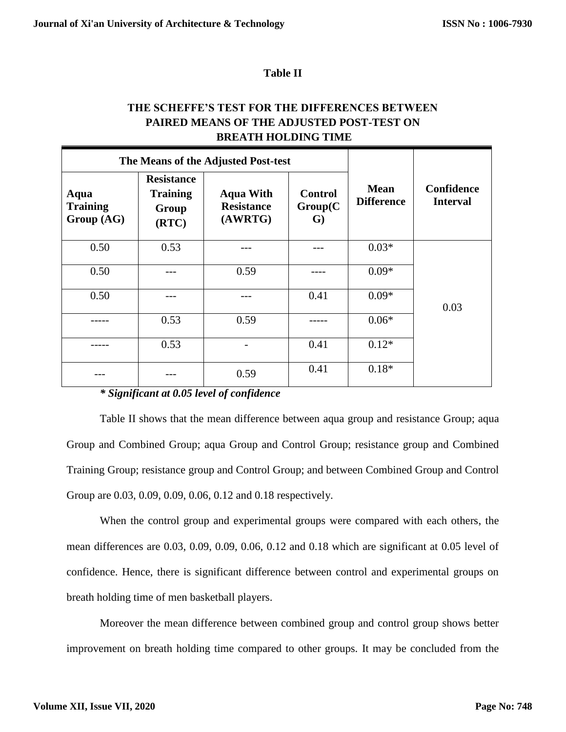**Table II**

**THE SCHEFFE'S TEST FOR THE DIFFERENCES BETWEEN PAIRED MEANS OF THE ADJUSTED POST-TEST ON BREATH HOLDING TIME**

| The Means of the Adjusted Post-test | | | | Mean Difference | Confidence Interval |
|---|---|---|---|---|---|
| **Aqua Training Group (AG)** | **Resistance Training Group (RTC)** | **Aqua With Resistance (AWRTG)** | **Control Group(CG)** | | |
| 0.50 | 0.53 | --- | --- | 0.03* | 0.03 |
| 0.50 | --- | 0.59 | ---- | 0.09* | |
| 0.50 | --- | --- | 0.41 | 0.09* | |
| ----- | 0.53 | 0.59 | ----- | 0.06* | |
| ----- | 0.53 | - | 0.41 | 0.12* | |
| --- | --- | 0.59 | 0.41 | 0.18* | |

***\* Significant at 0.05 level of confidence***

Table II shows that the mean difference between aqua group and resistance Group; aqua Group and Combined Group; aqua Group and Control Group; resistance group and Combined Training Group; resistance group and Control Group; and between Combined Group and Control Group are 0.03, 0.09, 0.09, 0.06, 0.12 and 0.18 respectively.

When the control group and experimental groups were compared with each others, the mean differences are 0.03, 0.09, 0.09, 0.06, 0.12 and 0.18 which are significant at 0.05 level of confidence. Hence, there is significant difference between control and experimental groups on breath holding time of men basketball players.

Moreover the mean difference between combined group and control group shows better improvement on breath holding time compared to other groups. It may be concluded from the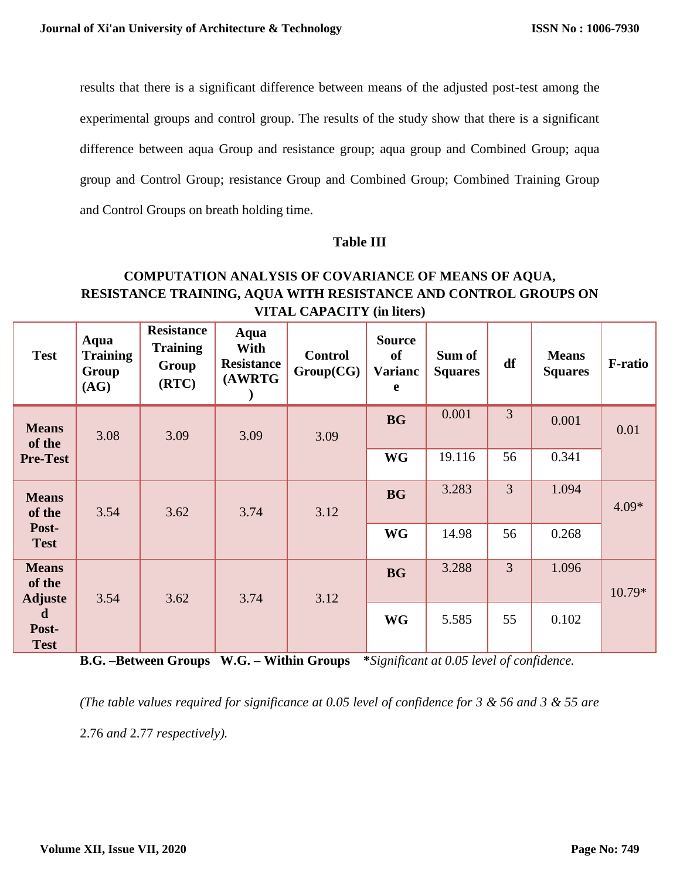results that there is a significant difference between means of the adjusted post-test among the experimental groups and control group. The results of the study show that there is a significant difference between aqua Group and resistance group; aqua group and Combined Group; aqua group and Control Group; resistance Group and Combined Group; Combined Training Group and Control Groups on breath holding time.

### Table III

**COMPUTATION ANALYSIS OF COVARIANCE OF MEANS OF AQUA, RESISTANCE TRAINING, AQUA WITH RESISTANCE AND CONTROL GROUPS ON VITAL CAPACITY (in liters)**

| Test | Aqua Training Group (AG) | Resistance Training Group (RTC) | Aqua With Resistance (AWRTG) | Control Group(CG) | Source of Variance | Sum of Squares | df | Means Squares | F-ratio |
|---|---|---|---|---|---|---|---|---|---|
| Means of the Pre-Test | 3.08 | 3.09 | 3.09 | 3.09 | BG | 0.001 | 3 | 0.001 | 0.01 |
| | | | | | WG | 19.116 | 56 | 0.341 | |
| Means of the Post-Test | 3.54 | 3.62 | 3.74 | 3.12 | BG | 3.283 | 3 | 1.094 | 4.09* |
| | | | | | WG | 14.98 | 56 | 0.268 | |
| Means of the Adjusted Post-Test | 3.54 | 3.62 | 3.74 | 3.12 | BG | 3.288 | 3 | 1.096 | 10.79* |
| | | | | | WG | 5.585 | 55 | 0.102 | |

**B.G. –Between Groups W.G. – Within Groups** ***Significant at 0.05 level of confidence.*

*(The table values required for significance at 0.05 level of confidence for 3 & 56 and 3 & 55 are* 2.76 *and* 2.77 *respectively).*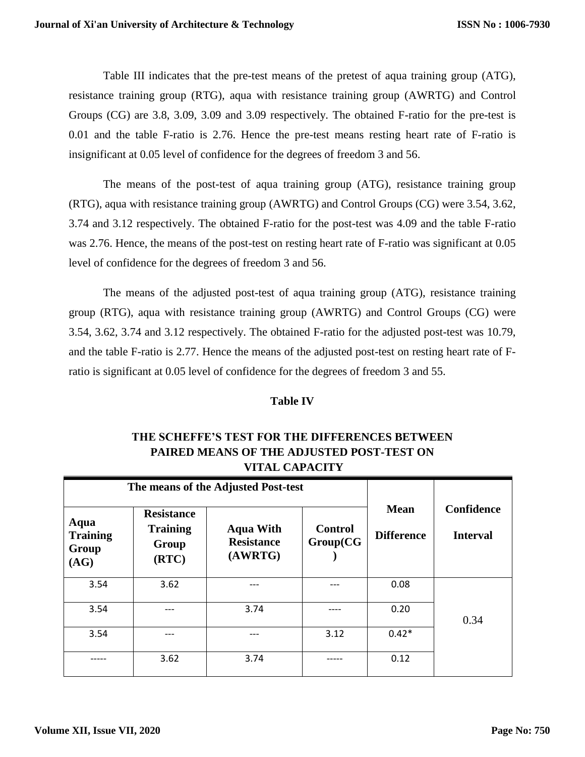Table III indicates that the pre-test means of the pretest of aqua training group (ATG), resistance training group (RTG), aqua with resistance training group (AWRTG) and Control Groups (CG) are 3.8, 3.09, 3.09 and 3.09 respectively. The obtained F-ratio for the pre-test is 0.01 and the table F-ratio is 2.76. Hence the pre-test means resting heart rate of F-ratio is insignificant at 0.05 level of confidence for the degrees of freedom 3 and 56.

The means of the post-test of aqua training group (ATG), resistance training group (RTG), aqua with resistance training group (AWRTG) and Control Groups (CG) were 3.54, 3.62, 3.74 and 3.12 respectively. The obtained F-ratio for the post-test was 4.09 and the table F-ratio was 2.76. Hence, the means of the post-test on resting heart rate of F-ratio was significant at 0.05 level of confidence for the degrees of freedom 3 and 56.

The means of the adjusted post-test of aqua training group (ATG), resistance training group (RTG), aqua with resistance training group (AWRTG) and Control Groups (CG) were 3.54, 3.62, 3.74 and 3.12 respectively. The obtained F-ratio for the adjusted post-test was 10.79, and the table F-ratio is 2.77. Hence the means of the adjusted post-test on resting heart rate of F-ratio is significant at 0.05 level of confidence for the degrees of freedom 3 and 55.

**Table IV**

**THE SCHEFFE'S TEST FOR THE DIFFERENCES BETWEEN PAIRED MEANS OF THE ADJUSTED POST-TEST ON VITAL CAPACITY**

| The means of the Adjusted Post-test | | | | Mean Difference | Confidence Interval |
|---|---|---|---|---|---|
| **Aqua Training Group (AG)** | **Resistance Training Group (RTC)** | **Aqua With Resistance (AWRTG)** | **Control Group(CG )** | | |
| 3.54 | 3.62 | --- | --- | 0.08 | 0.34 |
| 3.54 | --- | 3.74 | ---- | 0.20 | |
| 3.54 | --- | --- | 3.12 | 0.42* | |
| ----- | 3.62 | 3.74 | ----- | 0.12 | |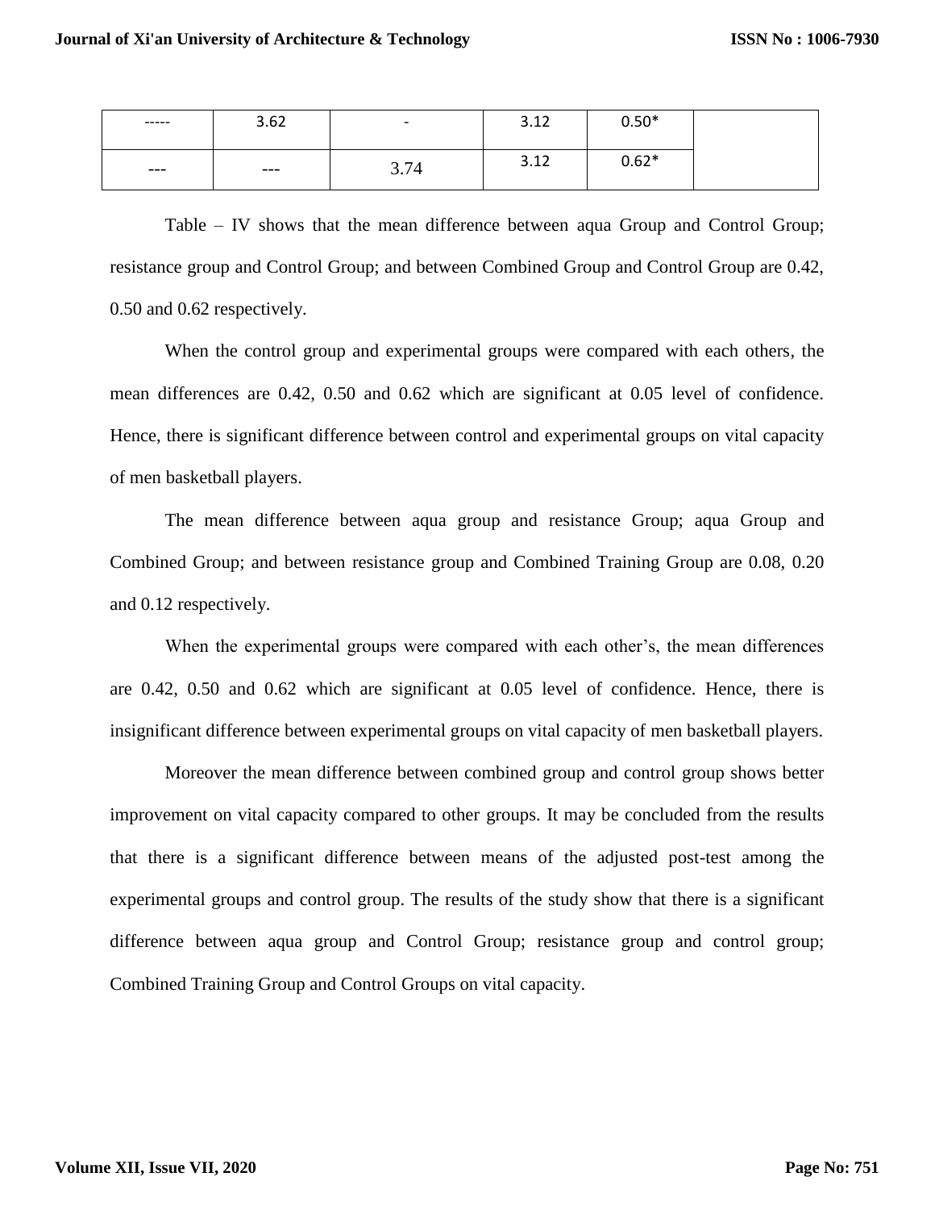| ----- | 3.62 | - | 3.12 | 0.50* | |
|---|---|---|---|---|---|
| --- | --- | 3.74 | 3.12 | 0.62* | |

Table – IV shows that the mean difference between aqua Group and Control Group; resistance group and Control Group; and between Combined Group and Control Group are 0.42, 0.50 and 0.62 respectively.

When the control group and experimental groups were compared with each others, the mean differences are 0.42, 0.50 and 0.62 which are significant at 0.05 level of confidence. Hence, there is significant difference between control and experimental groups on vital capacity of men basketball players.

The mean difference between aqua group and resistance Group; aqua Group and Combined Group; and between resistance group and Combined Training Group are 0.08, 0.20 and 0.12 respectively.

When the experimental groups were compared with each other's, the mean differences are 0.42, 0.50 and 0.62 which are significant at 0.05 level of confidence. Hence, there is insignificant difference between experimental groups on vital capacity of men basketball players.

Moreover the mean difference between combined group and control group shows better improvement on vital capacity compared to other groups. It may be concluded from the results that there is a significant difference between means of the adjusted post-test among the experimental groups and control group. The results of the study show that there is a significant difference between aqua group and Control Group; resistance group and control group; Combined Training Group and Control Groups on vital capacity.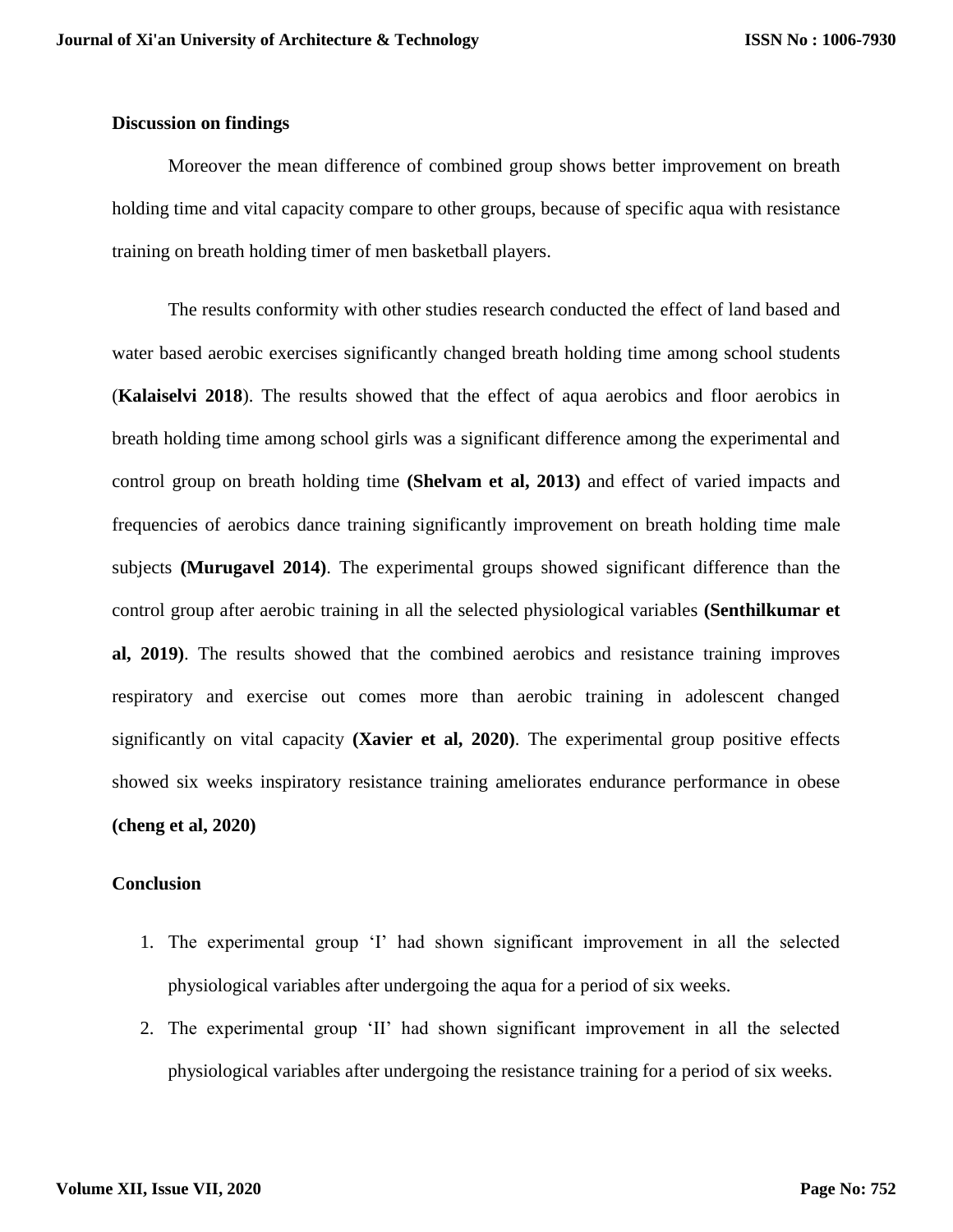**Discussion on findings**

Moreover the mean difference of combined group shows better improvement on breath holding time and vital capacity compare to other groups, because of specific aqua with resistance training on breath holding timer of men basketball players.

The results conformity with other studies research conducted the effect of land based and water based aerobic exercises significantly changed breath holding time among school students (**Kalaiselvi 2018**). The results showed that the effect of aqua aerobics and floor aerobics in breath holding time among school girls was a significant difference among the experimental and control group on breath holding time **(Shelvam et al, 2013)** and effect of varied impacts and frequencies of aerobics dance training significantly improvement on breath holding time male subjects **(Murugavel 2014)**. The experimental groups showed significant difference than the control group after aerobic training in all the selected physiological variables **(Senthilkumar et al, 2019)**. The results showed that the combined aerobics and resistance training improves respiratory and exercise out comes more than aerobic training in adolescent changed significantly on vital capacity **(Xavier et al, 2020)**. The experimental group positive effects showed six weeks inspiratory resistance training ameliorates endurance performance in obese **(cheng et al, 2020)**

**Conclusion**

1. The experimental group 'I' had shown significant improvement in all the selected physiological variables after undergoing the aqua for a period of six weeks.
2. The experimental group 'II' had shown significant improvement in all the selected physiological variables after undergoing the resistance training for a period of six weeks.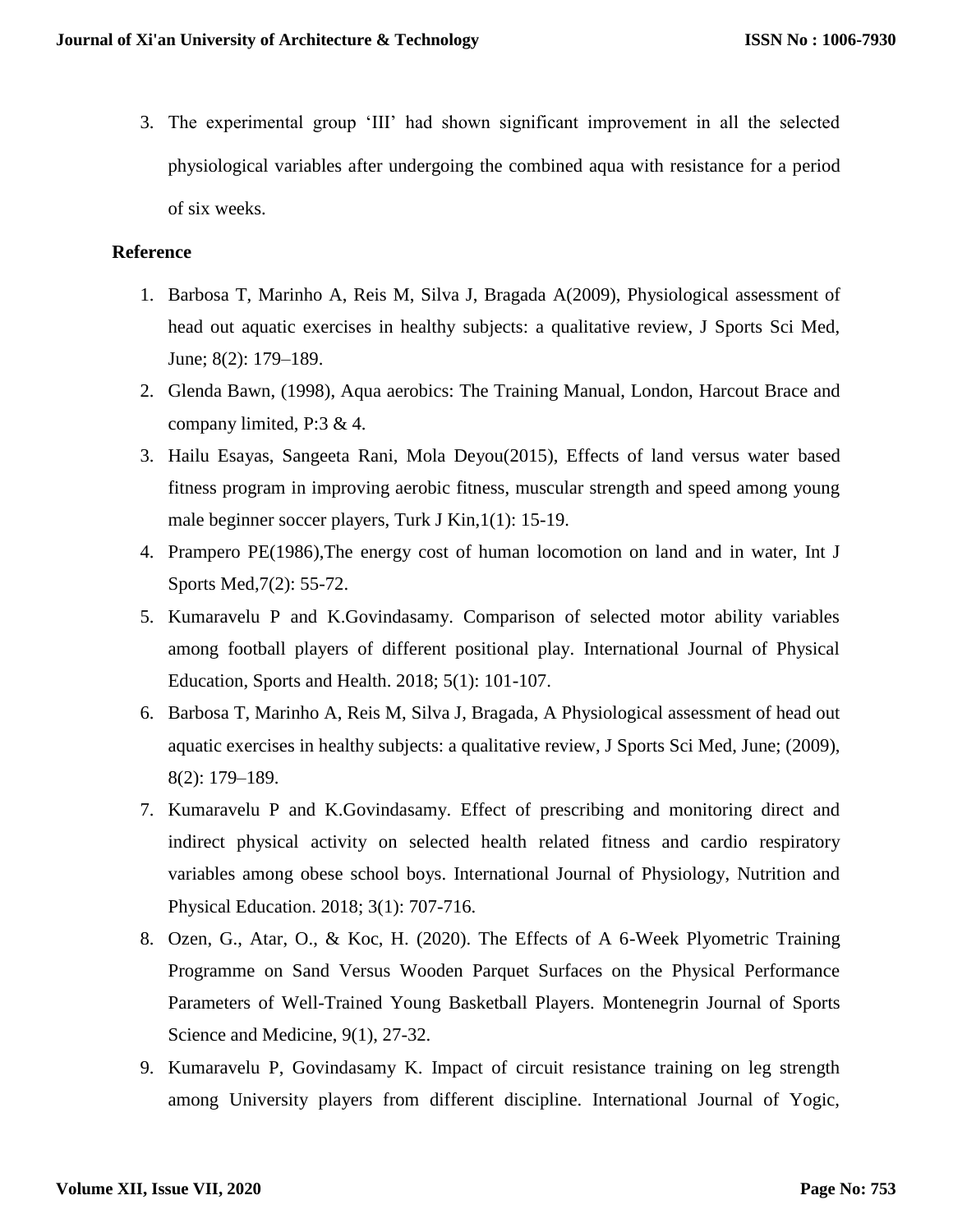3. The experimental group 'III' had shown significant improvement in all the selected physiological variables after undergoing the combined aqua with resistance for a period of six weeks.

## Reference

1. Barbosa T, Marinho A, Reis M, Silva J, Bragada A(2009), Physiological assessment of head out aquatic exercises in healthy subjects: a qualitative review, J Sports Sci Med, June; 8(2): 179–189.
2. Glenda Bawn, (1998), Aqua aerobics: The Training Manual, London, Harcout Brace and company limited, P:3 & 4.
3. Hailu Esayas, Sangeeta Rani, Mola Deyou(2015), Effects of land versus water based fitness program in improving aerobic fitness, muscular strength and speed among young male beginner soccer players, Turk J Kin,1(1): 15-19.
4. Prampero PE(1986),The energy cost of human locomotion on land and in water, Int J Sports Med,7(2): 55-72.
5. Kumaravelu P and K.Govindasamy. Comparison of selected motor ability variables among football players of different positional play. International Journal of Physical Education, Sports and Health. 2018; 5(1): 101-107.
6. Barbosa T, Marinho A, Reis M, Silva J, Bragada, A Physiological assessment of head out aquatic exercises in healthy subjects: a qualitative review, J Sports Sci Med, June; (2009), 8(2): 179–189.
7. Kumaravelu P and K.Govindasamy. Effect of prescribing and monitoring direct and indirect physical activity on selected health related fitness and cardio respiratory variables among obese school boys. International Journal of Physiology, Nutrition and Physical Education. 2018; 3(1): 707-716.
8. Ozen, G., Atar, O., & Koc, H. (2020). The Effects of A 6-Week Plyometric Training Programme on Sand Versus Wooden Parquet Surfaces on the Physical Performance Parameters of Well-Trained Young Basketball Players. Montenegrin Journal of Sports Science and Medicine, 9(1), 27-32.
9. Kumaravelu P, Govindasamy K. Impact of circuit resistance training on leg strength among University players from different discipline. International Journal of Yogic,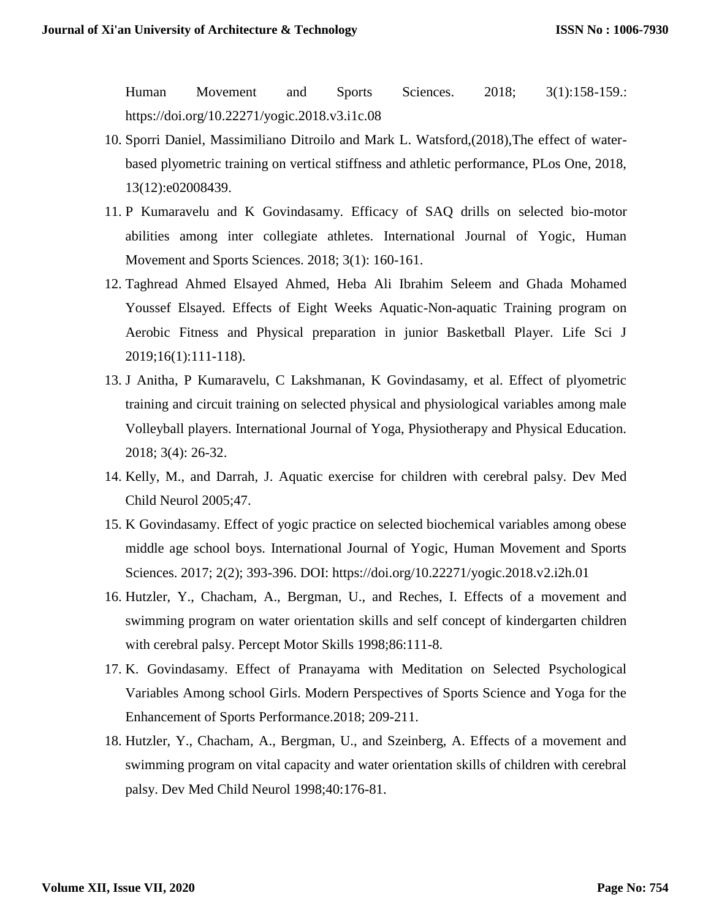Human Movement and Sports Sciences. 2018; 3(1):158-159.: https://doi.org/10.22271/yogic.2018.v3.i1c.08

10. Sporri Daniel, Massimiliano Ditroilo and Mark L. Watsford,(2018),The effect of water-based plyometric training on vertical stiffness and athletic performance, PLos One, 2018, 13(12):e02008439.
11. P Kumaravelu and K Govindasamy. Efficacy of SAQ drills on selected bio-motor abilities among inter collegiate athletes. International Journal of Yogic, Human Movement and Sports Sciences. 2018; 3(1): 160-161.
12. Taghread Ahmed Elsayed Ahmed, Heba Ali Ibrahim Seleem and Ghada Mohamed Youssef Elsayed. Effects of Eight Weeks Aquatic-Non-aquatic Training program on Aerobic Fitness and Physical preparation in junior Basketball Player. Life Sci J 2019;16(1):111-118).
13. J Anitha, P Kumaravelu, C Lakshmanan, K Govindasamy, et al. Effect of plyometric training and circuit training on selected physical and physiological variables among male Volleyball players. International Journal of Yoga, Physiotherapy and Physical Education. 2018; 3(4): 26-32.
14. Kelly, M., and Darrah, J. Aquatic exercise for children with cerebral palsy. Dev Med Child Neurol 2005;47.
15. K Govindasamy. Effect of yogic practice on selected biochemical variables among obese middle age school boys. International Journal of Yogic, Human Movement and Sports Sciences. 2017; 2(2); 393-396. DOI: https://doi.org/10.22271/yogic.2018.v2.i2h.01
16. Hutzler, Y., Chacham, A., Bergman, U., and Reches, I. Effects of a movement and swimming program on water orientation skills and self concept of kindergarten children with cerebral palsy. Percept Motor Skills 1998;86:111-8.
17. K. Govindasamy. Effect of Pranayama with Meditation on Selected Psychological Variables Among school Girls. Modern Perspectives of Sports Science and Yoga for the Enhancement of Sports Performance.2018; 209-211.
18. Hutzler, Y., Chacham, A., Bergman, U., and Szeinberg, A. Effects of a movement and swimming program on vital capacity and water orientation skills of children with cerebral palsy. Dev Med Child Neurol 1998;40:176-81.